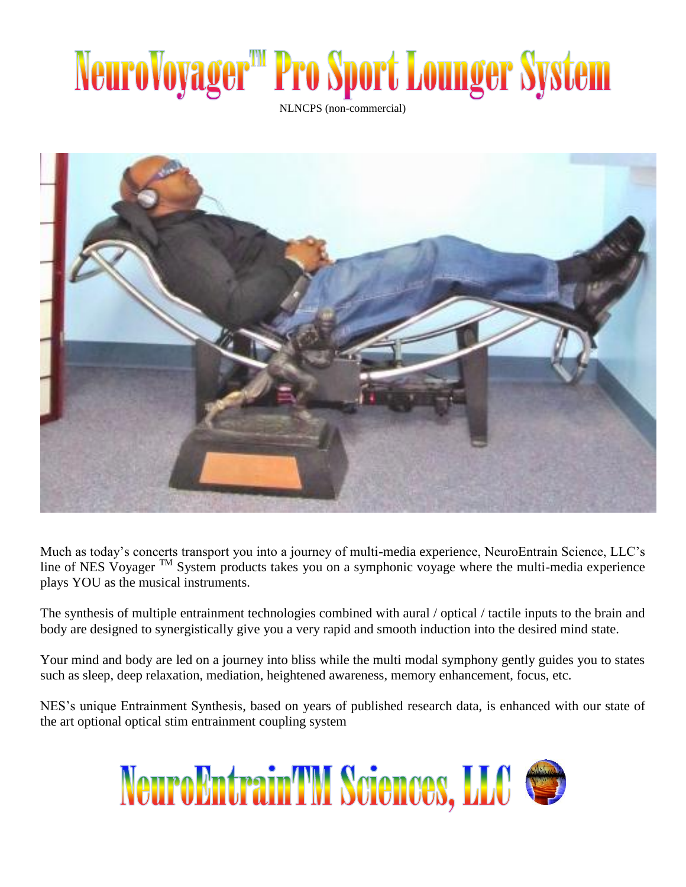# NeuroVoyager™ Pro Sport Lounger System

NLNCPS (non-commercial)

Much as today's concerts transport you into a journey of multi-media experience, NeuroEntrain Science, LLC's line of NES Voyager ™ System products takes you on a symphonic voyage where the multi-media experience plays YOU as the musical instruments.

The synthesis of multiple entrainment technologies combined with aural / optical / tactile inputs to the brain and body are designed to synergistically give you a very rapid and smooth induction into the desired mind state.

Your mind and body are led on a journey into bliss while the multi modal symphony gently guides you to states such as sleep, deep relaxation, mediation, heightened awareness, memory enhancement, focus, etc.

NES's unique Entrainment Synthesis, based on years of published research data, is enhanced with our state of the art optional optical stim entrainment coupling system

## NeuroEntrainTM Sciences, LLC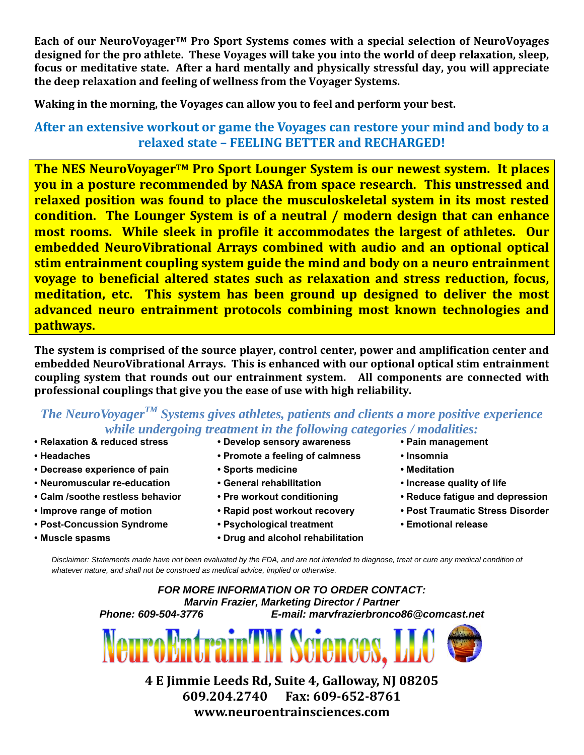**Each of our NeuroVoyager™ Pro Sport Systems comes with a special selection of NeuroVoyages designed for the pro athlete. These Voyages will take you into the world of deep relaxation, sleep, focus or meditative state. After a hard mentally and physically stressful day, you will appreciate the deep relaxation and feeling of wellness from the Voyager Systems.**

**Waking in the morning, the Voyages can allow you to feel and perform your best.**

## After an extensive workout or game the Voyages can restore your mind and body to a relaxed state – FEELING BETTER and RECHARGED!

**The NES NeuroVoyager™ Pro Sport Lounger System is our newest system. It places you in a posture recommended by NASA from space research. This unstressed and relaxed position was found to place the musculoskeletal system in its most rested condition. The Lounger System is of a neutral / modern design that can enhance most rooms. While sleek in profile it accommodates the largest of athletes. Our embedded NeuroVibrational Arrays combined with audio and an optional optical stim entrainment coupling system guide the mind and body on a neuro entrainment voyage to beneficial altered states such as relaxation and stress reduction, focus, meditation, etc. This system has been ground up designed to deliver the most advanced neuro entrainment protocols combining most known technologies and pathways.**

**The system is comprised of the source player, control center, power and amplification center and embedded NeuroVibrational Arrays. This is enhanced with our optional optical stim entrainment coupling system that rounds out our entrainment system. All components are connected with professional couplings that give you the ease of use with high reliability.**

### *The NeuroVoyager™ Systems gives athletes, patients and clients a more positive experience while undergoing treatment in the following categories / modalities:*

- **Relaxation & reduced stress**
- **Headaches**
- **Decrease experience of pain**
- **Neuromuscular re-education**
- **Calm /soothe restless behavior**
- **Improve range of motion**
- **Post-Concussion Syndrome**
- **Muscle spasms**
- **Develop sensory awareness**
- **Promote a feeling of calmness**
- **Sports medicine**
- **General rehabilitation**
- **Pre workout conditioning**
- **Rapid post workout recovery**
- **Psychological treatment**
- **Drug and alcohol rehabilitation**
- **Pain management**
- **Insomnia**
- **Meditation**
- **Increase quality of life**
- **Reduce fatigue and depression**
- **Post Traumatic Stress Disorder**
- **Emotional release**

*Disclaimer: Statements made have not been evaluated by the FDA, and are not intended to diagnose, treat or cure any medical condition of whatever nature, and shall not be construed as medical advice, implied or otherwise.*

***FOR MORE INFORMATION OR TO ORDER CONTACT:***
***Marvin Frazier, Marketing Director / Partner***
***Phone: 609-504-3776*** ***E-mail: marvfrazierbronco86@comcast.net***

# NeuroEntrainTM Sciences, LLC

**4 E Jimmie Leeds Rd, Suite 4, Galloway, NJ 08205**
**609.204.2740 Fax: 609-652-8761**
**www.neuroentrainsciences.com**